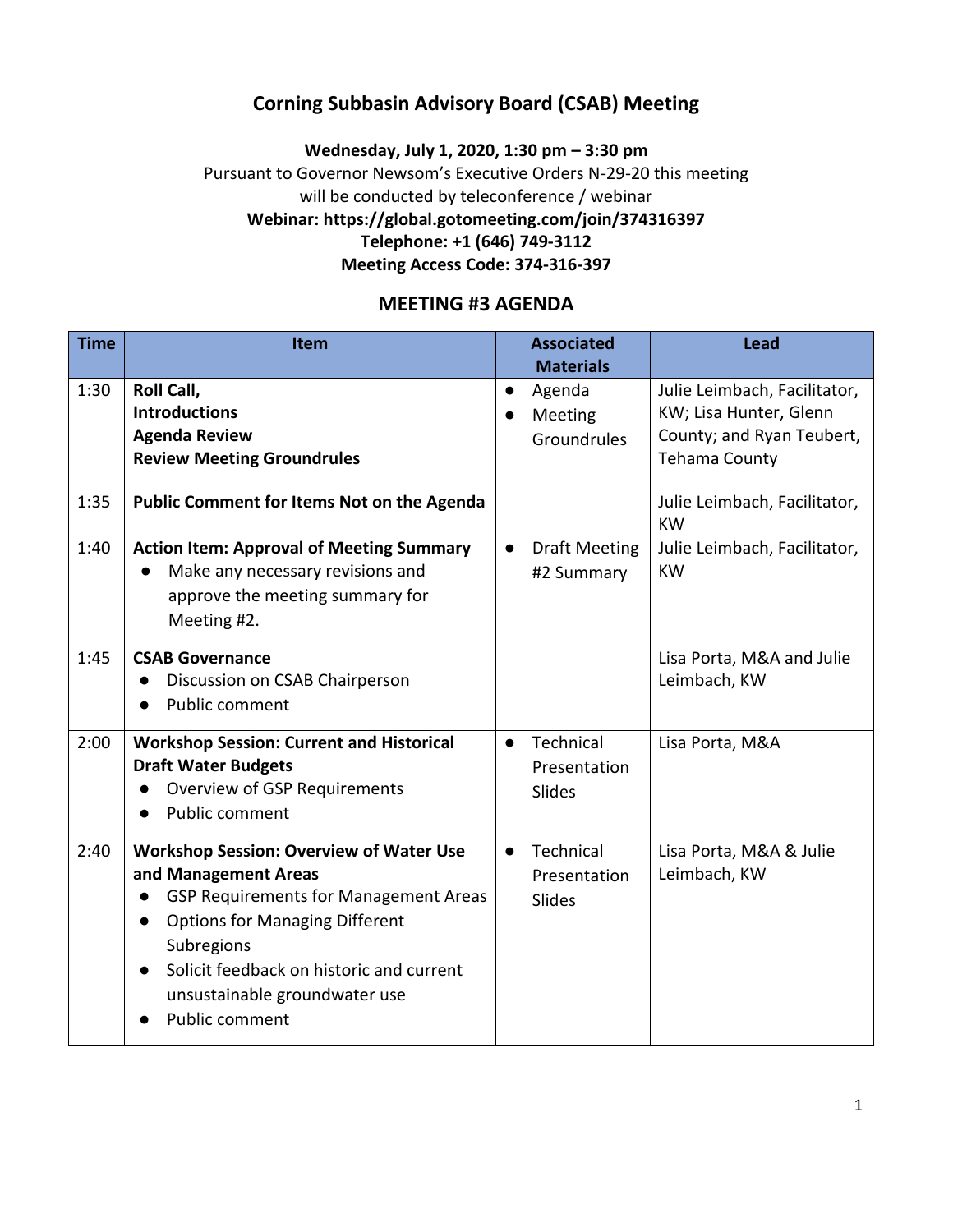# Corning Subbasin Advisory Board (CSAB) Meeting

**Wednesday, July 1, 2020, 1:30 pm – 3:30 pm**

Pursuant to Governor Newsom's Executive Orders N-29-20 this meeting will be conducted by teleconference / webinar

**Webinar: https://global.gotomeeting.com/join/374316397**

**Telephone: +1 (646) 749-3112**

**Meeting Access Code: 374-316-397**

## MEETING #3 AGENDA

| Time | Item | Associated Materials | Lead |
|---|---|---|---|
| 1:30 | **Roll Call,**<br>**Introductions**<br>**Agenda Review**<br>**Review Meeting Groundrules** | • Agenda<br>• Meeting Groundrules | Julie Leimbach, Facilitator, KW; Lisa Hunter, Glenn County; and Ryan Teubert, Tehama County |
| 1:35 | **Public Comment for Items Not on the Agenda** | | Julie Leimbach, Facilitator, KW |
| 1:40 | **Action Item: Approval of Meeting Summary**<br>• Make any necessary revisions and approve the meeting summary for Meeting #2. | • Draft Meeting #2 Summary | Julie Leimbach, Facilitator, KW |
| 1:45 | **CSAB Governance**<br>• Discussion on CSAB Chairperson<br>• Public comment | | Lisa Porta, M&A and Julie Leimbach, KW |
| 2:00 | **Workshop Session: Current and Historical Draft Water Budgets**<br>• Overview of GSP Requirements<br>• Public comment | • Technical Presentation Slides | Lisa Porta, M&A |
| 2:40 | **Workshop Session: Overview of Water Use and Management Areas**<br>• GSP Requirements for Management Areas<br>• Options for Managing Different Subregions<br>• Solicit feedback on historic and current unsustainable groundwater use<br>• Public comment | • Technical Presentation Slides | Lisa Porta, M&A & Julie Leimbach, KW |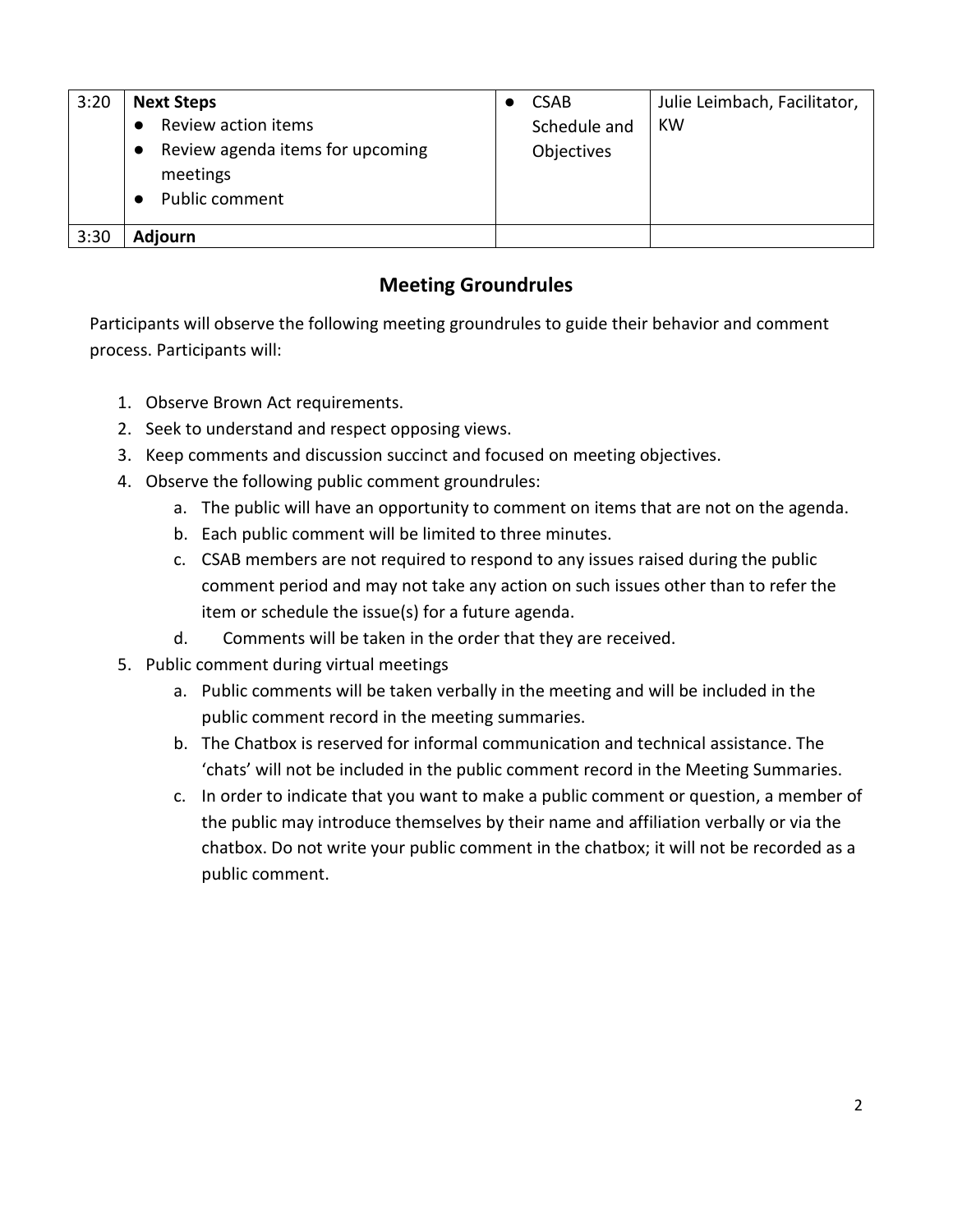| 3:20 | **Next Steps**<br>● Review action items<br>● Review agenda items for upcoming meetings<br>● Public comment | ● CSAB Schedule and Objectives | Julie Leimbach, Facilitator, KW |
|---|---|---|---|
| 3:30 | **Adjourn** | | |

## Meeting Groundrules

Participants will observe the following meeting groundrules to guide their behavior and comment process. Participants will:

1. Observe Brown Act requirements.
2. Seek to understand and respect opposing views.
3. Keep comments and discussion succinct and focused on meeting objectives.
4. Observe the following public comment groundrules:
    a. The public will have an opportunity to comment on items that are not on the agenda.
    b. Each public comment will be limited to three minutes.
    c. CSAB members are not required to respond to any issues raised during the public comment period and may not take any action on such issues other than to refer the item or schedule the issue(s) for a future agenda.
    d. Comments will be taken in the order that they are received.
5. Public comment during virtual meetings
    a. Public comments will be taken verbally in the meeting and will be included in the public comment record in the meeting summaries.
    b. The Chatbox is reserved for informal communication and technical assistance. The 'chats' will not be included in the public comment record in the Meeting Summaries.
    c. In order to indicate that you want to make a public comment or question, a member of the public may introduce themselves by their name and affiliation verbally or via the chatbox. Do not write your public comment in the chatbox; it will not be recorded as a public comment.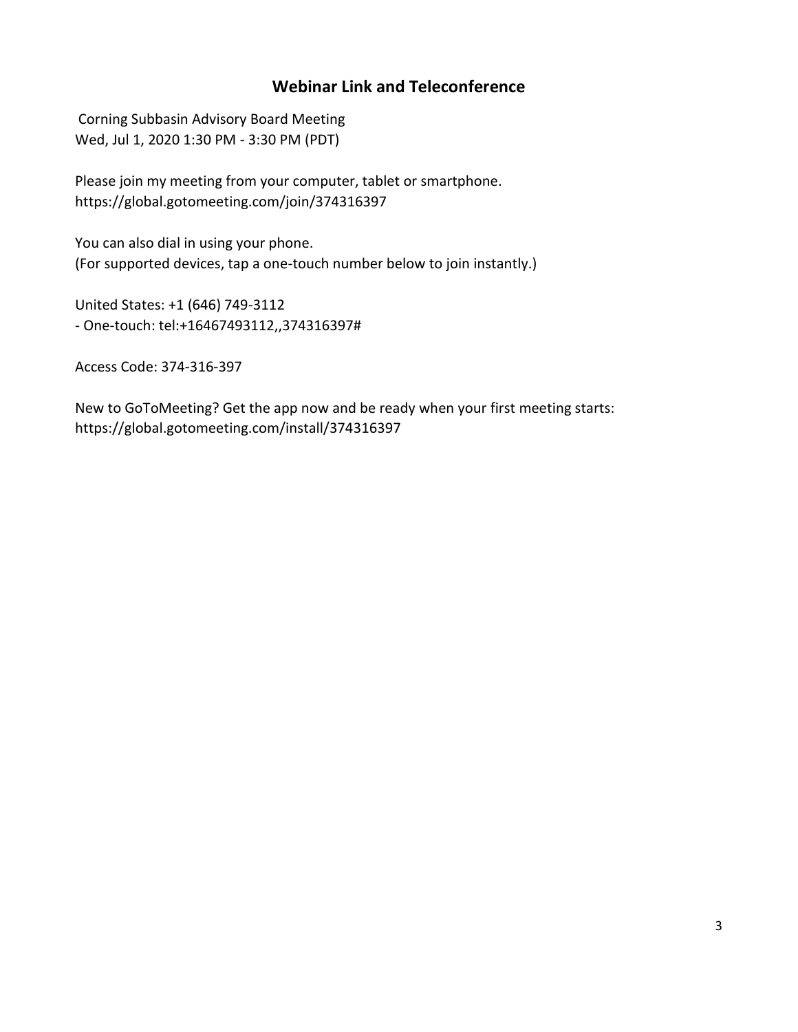## Webinar Link and Teleconference

Corning Subbasin Advisory Board Meeting
Wed, Jul 1, 2020 1:30 PM - 3:30 PM (PDT)

Please join my meeting from your computer, tablet or smartphone.
https://global.gotomeeting.com/join/374316397

You can also dial in using your phone.
(For supported devices, tap a one-touch number below to join instantly.)

United States: +1 (646) 749-3112
- One-touch: tel:+16467493112,,374316397#

Access Code: 374-316-397

New to GoToMeeting? Get the app now and be ready when your first meeting starts:
https://global.gotomeeting.com/install/374316397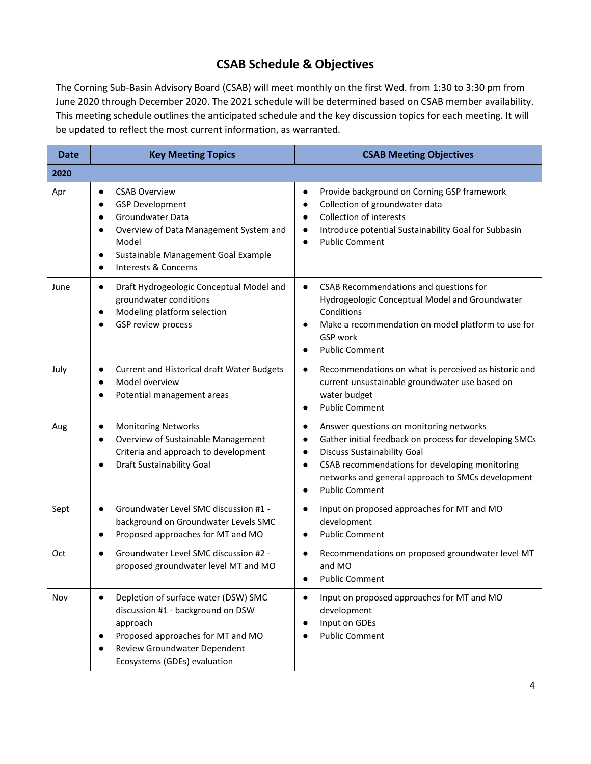# CSAB Schedule & Objectives

The Corning Sub-Basin Advisory Board (CSAB) will meet monthly on the first Wed. from 1:30 to 3:30 pm from June 2020 through December 2020. The 2021 schedule will be determined based on CSAB member availability. This meeting schedule outlines the anticipated schedule and the key discussion topics for each meeting. It will be updated to reflect the most current information, as warranted.

| Date | Key Meeting Topics | CSAB Meeting Objectives |
|---|---|---|
| **2020** | | |
| Apr | • CSAB Overview<br>• GSP Development<br>• Groundwater Data<br>• Overview of Data Management System and Model<br>• Sustainable Management Goal Example<br>• Interests & Concerns | • Provide background on Corning GSP framework<br>• Collection of groundwater data<br>• Collection of interests<br>• Introduce potential Sustainability Goal for Subbasin<br>• Public Comment |
| June | • Draft Hydrogeologic Conceptual Model and groundwater conditions<br>• Modeling platform selection<br>• GSP review process | • CSAB Recommendations and questions for Hydrogeologic Conceptual Model and Groundwater Conditions<br>• Make a recommendation on model platform to use for GSP work<br>• Public Comment |
| July | • Current and Historical draft Water Budgets<br>• Model overview<br>• Potential management areas | • Recommendations on what is perceived as historic and current unsustainable groundwater use based on water budget<br>• Public Comment |
| Aug | • Monitoring Networks<br>• Overview of Sustainable Management Criteria and approach to development<br>• Draft Sustainability Goal | • Answer questions on monitoring networks<br>• Gather initial feedback on process for developing SMCs<br>• Discuss Sustainability Goal<br>• CSAB recommendations for developing monitoring networks and general approach to SMCs development<br>• Public Comment |
| Sept | • Groundwater Level SMC discussion #1 - background on Groundwater Levels SMC<br>• Proposed approaches for MT and MO | • Input on proposed approaches for MT and MO development<br>• Public Comment |
| Oct | • Groundwater Level SMC discussion #2 - proposed groundwater level MT and MO | • Recommendations on proposed groundwater level MT and MO<br>• Public Comment |
| Nov | • Depletion of surface water (DSW) SMC discussion #1 - background on DSW approach<br>• Proposed approaches for MT and MO<br>• Review Groundwater Dependent Ecosystems (GDEs) evaluation | • Input on proposed approaches for MT and MO development<br>• Input on GDEs<br>• Public Comment |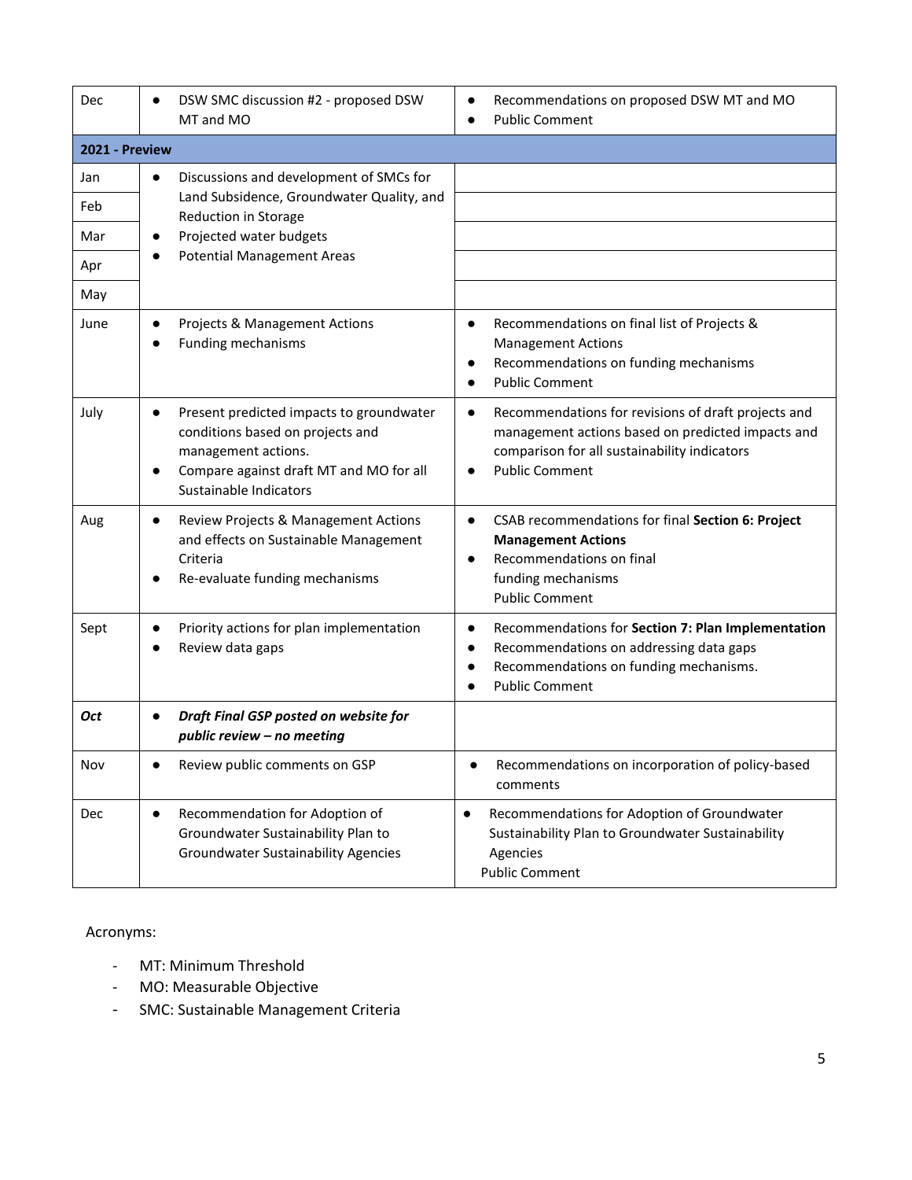| | | |
|---|---|---|
| Dec | • DSW SMC discussion #2 - proposed DSW MT and MO | • Recommendations on proposed DSW MT and MO<br>• Public Comment |
| **2021 - Preview** | | |
| Jan | • Discussions and development of SMCs for Land Subsidence, Groundwater Quality, and Reduction in Storage<br>• Projected water budgets<br>• Potential Management Areas | |
| Feb | | |
| Mar | | |
| Apr | | |
| May | | |
| June | • Projects & Management Actions<br>• Funding mechanisms | • Recommendations on final list of Projects & Management Actions<br>• Recommendations on funding mechanisms<br>• Public Comment |
| July | • Present predicted impacts to groundwater conditions based on projects and management actions.<br>• Compare against draft MT and MO for all Sustainable Indicators | • Recommendations for revisions of draft projects and management actions based on predicted impacts and comparison for all sustainability indicators<br>• Public Comment |
| Aug | • Review Projects & Management Actions and effects on Sustainable Management Criteria<br>• Re-evaluate funding mechanisms | • CSAB recommendations for final **Section 6: Project Management Actions**<br>• Recommendations on final funding mechanisms<br>Public Comment |
| Sept | • Priority actions for plan implementation<br>• Review data gaps | • Recommendations for **Section 7: Plan Implementation**<br>• Recommendations on addressing data gaps<br>• Recommendations on funding mechanisms.<br>• Public Comment |
| ***Oct*** | • ***Draft Final GSP posted on website for public review – no meeting*** | |
| Nov | • Review public comments on GSP | • Recommendations on incorporation of policy-based comments |
| Dec | • Recommendation for Adoption of Groundwater Sustainability Plan to Groundwater Sustainability Agencies | • Recommendations for Adoption of Groundwater Sustainability Plan to Groundwater Sustainability Agencies<br>Public Comment |

Acronyms:

- MT: Minimum Threshold
- MO: Measurable Objective
- SMC: Sustainable Management Criteria